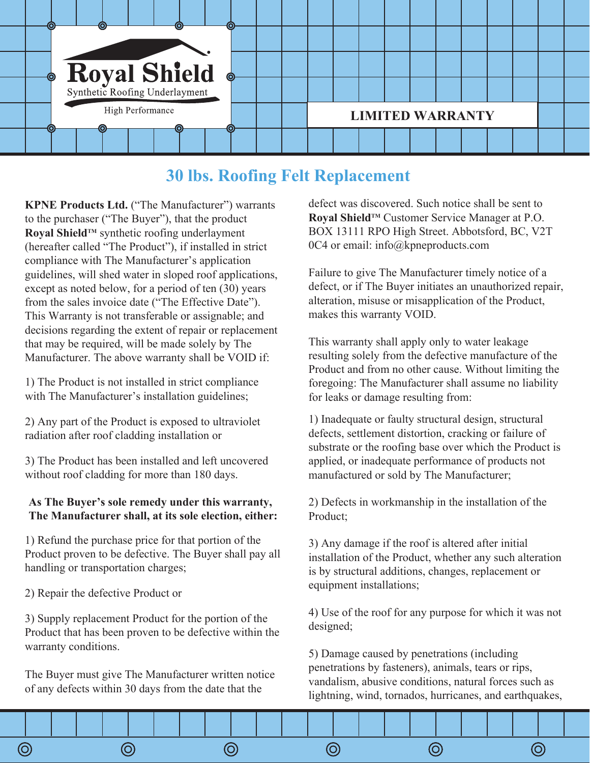Royal Shield

Synthetic Roofing Underlayment

High Performance

**LIMITED WARRANTY**

## 30 lbs. Roofing Felt Replacement

**KPNE Products Ltd.** ("The Manufacturer") warrants to the purchaser ("The Buyer"), that the product **Royal Shield™** synthetic roofing underlayment (hereafter called "The Product"), if installed in strict compliance with The Manufacturer's application guidelines, will shed water in sloped roof applications, except as noted below, for a period of ten (30) years from the sales invoice date ("The Effective Date"). This Warranty is not transferable or assignable; and decisions regarding the extent of repair or replacement that may be required, will be made solely by The Manufacturer. The above warranty shall be VOID if:

1) The Product is not installed in strict compliance with The Manufacturer's installation guidelines;

2) Any part of the Product is exposed to ultraviolet radiation after roof cladding installation or

3) The Product has been installed and left uncovered without roof cladding for more than 180 days.

**As The Buyer's sole remedy under this warranty, The Manufacturer shall, at its sole election, either:**

1) Refund the purchase price for that portion of the Product proven to be defective. The Buyer shall pay all handling or transportation charges;

2) Repair the defective Product or

3) Supply replacement Product for the portion of the Product that has been proven to be defective within the warranty conditions.

The Buyer must give The Manufacturer written notice of any defects within 30 days from the date that the defect was discovered. Such notice shall be sent to **Royal Shield™** Customer Service Manager at P.O. BOX 13111 RPO High Street. Abbotsford, BC, V2T 0C4 or email: info@kpneproducts.com

Failure to give The Manufacturer timely notice of a defect, or if The Buyer initiates an unauthorized repair, alteration, misuse or misapplication of the Product, makes this warranty VOID.

This warranty shall apply only to water leakage resulting solely from the defective manufacture of the Product and from no other cause. Without limiting the foregoing: The Manufacturer shall assume no liability for leaks or damage resulting from:

1) Inadequate or faulty structural design, structural defects, settlement distortion, cracking or failure of substrate or the roofing base over which the Product is applied, or inadequate performance of products not manufactured or sold by The Manufacturer;

2) Defects in workmanship in the installation of the Product;

3) Any damage if the roof is altered after initial installation of the Product, whether any such alteration is by structural additions, changes, replacement or equipment installations;

4) Use of the roof for any purpose for which it was not designed;

5) Damage caused by penetrations (including penetrations by fasteners), animals, tears or rips, vandalism, abusive conditions, natural forces such as lightning, wind, tornados, hurricanes, and earthquakes,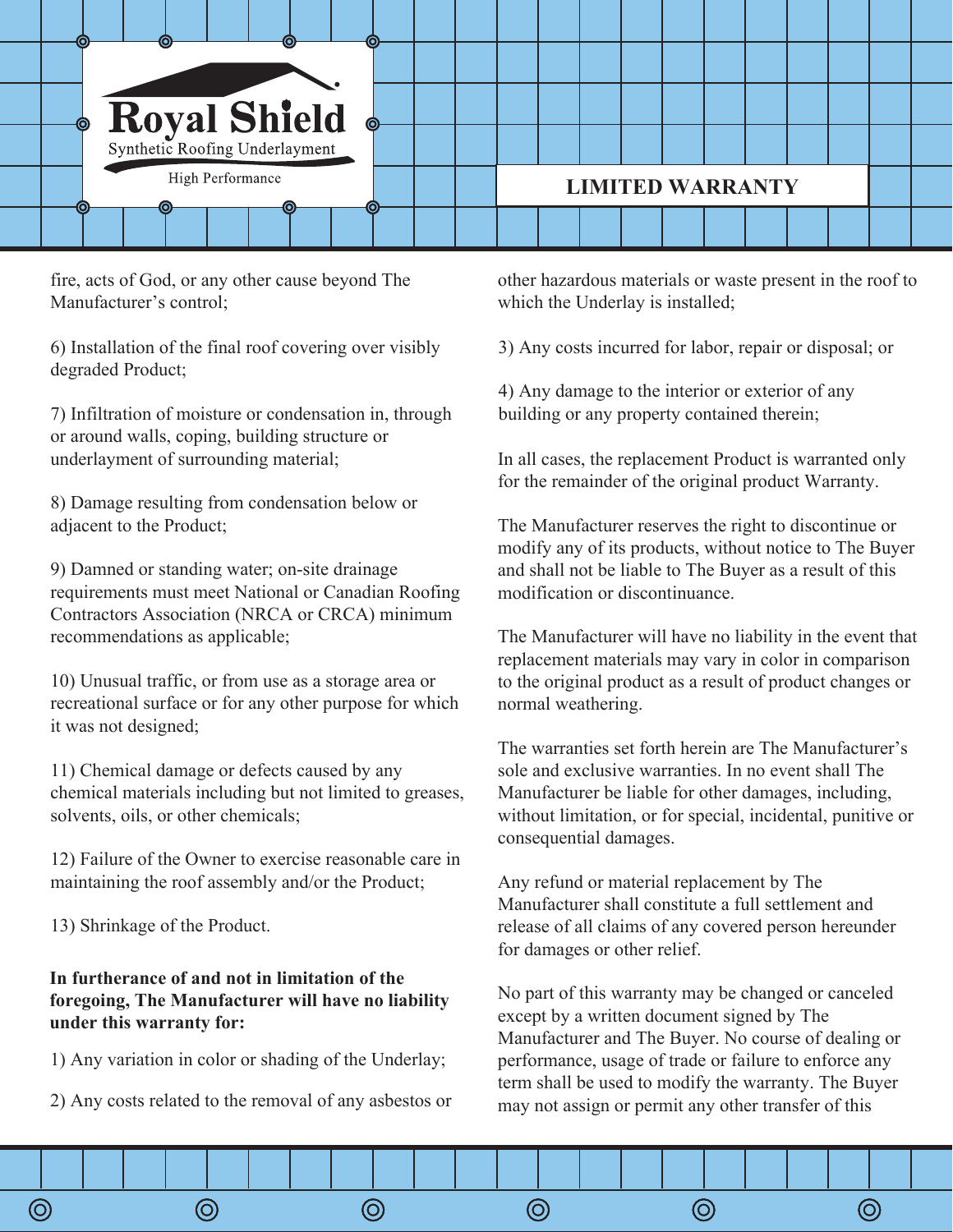fire, acts of God, or any other cause beyond The Manufacturer's control;

6) Installation of the final roof covering over visibly degraded Product;

7) Infiltration of moisture or condensation in, through or around walls, coping, building structure or underlayment of surrounding material;

8) Damage resulting from condensation below or adjacent to the Product;

9) Damned or standing water; on-site drainage requirements must meet National or Canadian Roofing Contractors Association (NRCA or CRCA) minimum recommendations as applicable;

10) Unusual traffic, or from use as a storage area or recreational surface or for any other purpose for which it was not designed;

11) Chemical damage or defects caused by any chemical materials including but not limited to greases, solvents, oils, or other chemicals;

12) Failure of the Owner to exercise reasonable care in maintaining the roof assembly and/or the Product;

13) Shrinkage of the Product.

**In furtherance of and not in limitation of the foregoing, The Manufacturer will have no liability under this warranty for:**

1) Any variation in color or shading of the Underlay;

2) Any costs related to the removal of any asbestos or other hazardous materials or waste present in the roof to which the Underlay is installed;

3) Any costs incurred for labor, repair or disposal; or

4) Any damage to the interior or exterior of any building or any property contained therein;

In all cases, the replacement Product is warranted only for the remainder of the original product Warranty.

The Manufacturer reserves the right to discontinue or modify any of its products, without notice to The Buyer and shall not be liable to The Buyer as a result of this modification or discontinuance.

The Manufacturer will have no liability in the event that replacement materials may vary in color in comparison to the original product as a result of product changes or normal weathering.

The warranties set forth herein are The Manufacturer's sole and exclusive warranties. In no event shall The Manufacturer be liable for other damages, including, without limitation, or for special, incidental, punitive or consequential damages.

Any refund or material replacement by The Manufacturer shall constitute a full settlement and release of all claims of any covered person hereunder for damages or other relief.

No part of this warranty may be changed or canceled except by a written document signed by The Manufacturer and The Buyer. No course of dealing or performance, usage of trade or failure to enforce any term shall be used to modify the warranty. The Buyer may not assign or permit any other transfer of this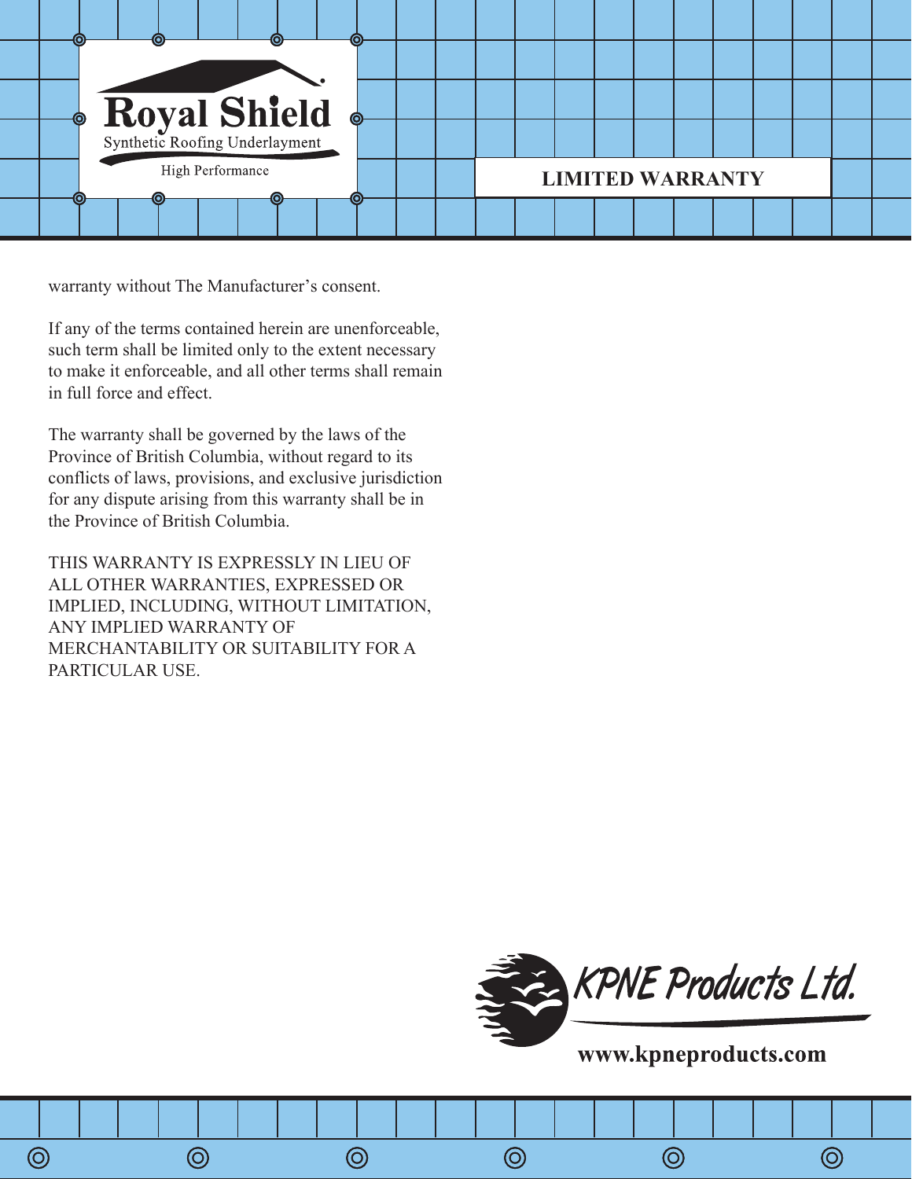warranty without The Manufacturer's consent.

If any of the terms contained herein are unenforceable, such term shall be limited only to the extent necessary to make it enforceable, and all other terms shall remain in full force and effect.

The warranty shall be governed by the laws of the Province of British Columbia, without regard to its conflicts of laws, provisions, and exclusive jurisdiction for any dispute arising from this warranty shall be in the Province of British Columbia.

THIS WARRANTY IS EXPRESSLY IN LIEU OF ALL OTHER WARRANTIES, EXPRESSED OR IMPLIED, INCLUDING, WITHOUT LIMITATION, ANY IMPLIED WARRANTY OF MERCHANTABILITY OR SUITABILITY FOR A PARTICULAR USE.

KPNE Products Ltd.

www.kpneproducts.com